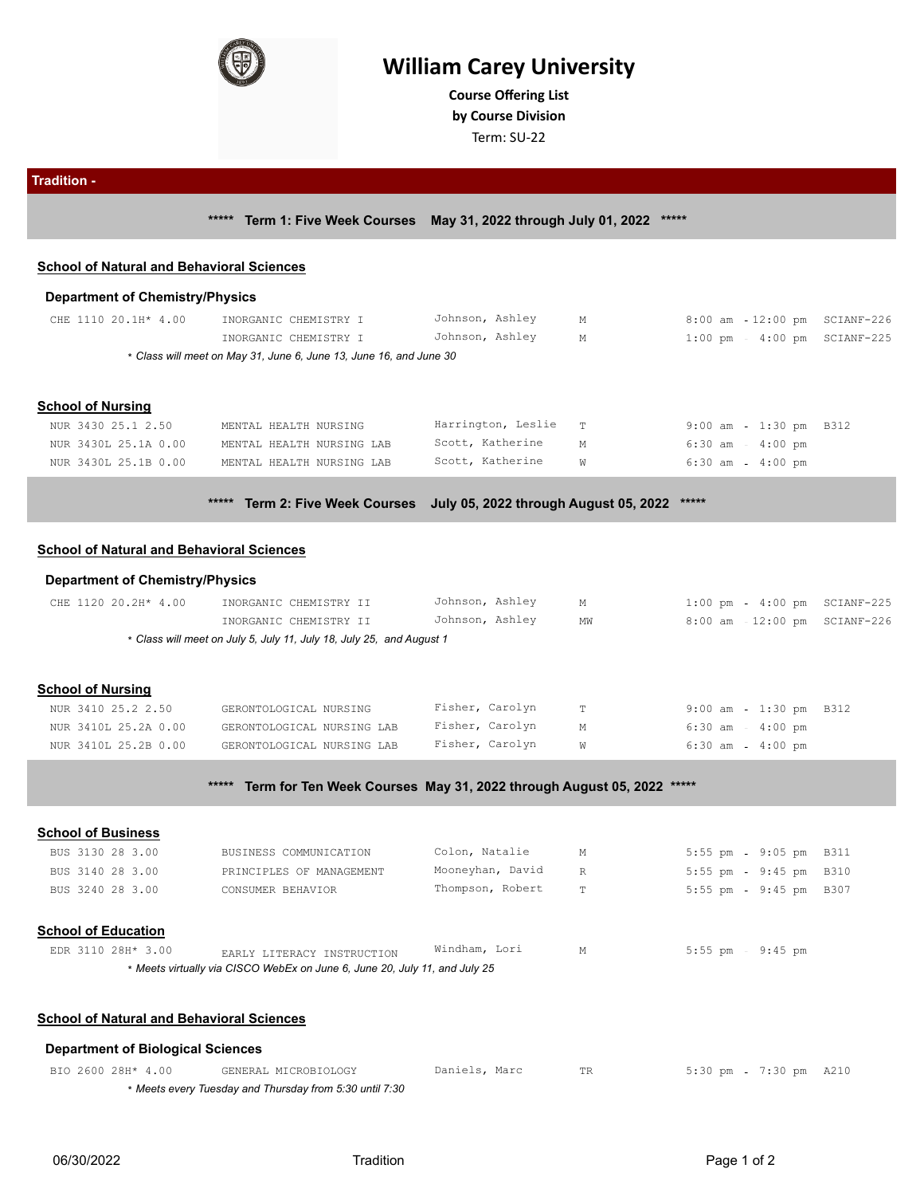# William Carey University

**Course Offering List**
**by Course Division**
Term: SU-22

## Tradition -

### ***** Term 1: Five Week Courses May 31, 2022 through July 01, 2022 *****

#### School of Natural and Behavioral Sciences

**Department of Chemistry/Physics**

| | | | | | |
|---|---|---|---|---|---|
| CHE 1110 20.1H* 4.00 | INORGANIC CHEMISTRY I | Johnson, Ashley | M | 8:00 am - 12:00 pm | SCIANF-226 |
| | INORGANIC CHEMISTRY I | Johnson, Ashley | M | 1:00 pm - 4:00 pm | SCIANF-225 |

*\* Class will meet on May 31, June 6, June 13, June 16, and June 30*

#### School of Nursing

| | | | | | |
|---|---|---|---|---|---|
| NUR 3430 25.1 2.50 | MENTAL HEALTH NURSING | Harrington, Leslie | T | 9:00 am - 1:30 pm | B312 |
| NUR 3430L 25.1A 0.00 | MENTAL HEALTH NURSING LAB | Scott, Katherine | M | 6:30 am - 4:00 pm | |
| NUR 3430L 25.1B 0.00 | MENTAL HEALTH NURSING LAB | Scott, Katherine | W | 6:30 am - 4:00 pm | |

### ***** Term 2: Five Week Courses July 05, 2022 through August 05, 2022 *****

#### School of Natural and Behavioral Sciences

**Department of Chemistry/Physics**

| | | | | | |
|---|---|---|---|---|---|
| CHE 1120 20.2H* 4.00 | INORGANIC CHEMISTRY II | Johnson, Ashley | M | 1:00 pm - 4:00 pm | SCIANF-225 |
| | INORGANIC CHEMISTRY II | Johnson, Ashley | MW | 8:00 am - 12:00 pm | SCIANF-226 |

*\* Class will meet on July 5, July 11, July 18, July 25, and August 1*

#### School of Nursing

| | | | | | |
|---|---|---|---|---|---|
| NUR 3410 25.2 2.50 | GERONTOLOGICAL NURSING | Fisher, Carolyn | T | 9:00 am - 1:30 pm | B312 |
| NUR 3410L 25.2A 0.00 | GERONTOLOGICAL NURSING LAB | Fisher, Carolyn | M | 6:30 am - 4:00 pm | |
| NUR 3410L 25.2B 0.00 | GERONTOLOGICAL NURSING LAB | Fisher, Carolyn | W | 6:30 am - 4:00 pm | |

### ***** Term for Ten Week Courses May 31, 2022 through August 05, 2022 *****

#### School of Business

| | | | | | |
|---|---|---|---|---|---|
| BUS 3130 28 3.00 | BUSINESS COMMUNICATION | Colon, Natalie | M | 5:55 pm - 9:05 pm | B311 |
| BUS 3140 28 3.00 | PRINCIPLES OF MANAGEMENT | Mooneyhan, David | R | 5:55 pm - 9:45 pm | B310 |
| BUS 3240 28 3.00 | CONSUMER BEHAVIOR | Thompson, Robert | T | 5:55 pm - 9:45 pm | B307 |

#### School of Education

| | | | | | |
|---|---|---|---|---|---|
| EDR 3110 28H* 3.00 | EARLY LITERACY INSTRUCTION | Windham, Lori | M | 5:55 pm - 9:45 pm | |

*\* Meets virtually via CISCO WebEx on June 6, June 20, July 11, and July 25*

#### School of Natural and Behavioral Sciences

**Department of Biological Sciences**

| | | | | | |
|---|---|---|---|---|---|
| BIO 2600 28H* 4.00 | GENERAL MICROBIOLOGY | Daniels, Marc | TR | 5:30 pm - 7:30 pm | A210 |

*\* Meets every Tuesday and Thursday from 5:30 until 7:30*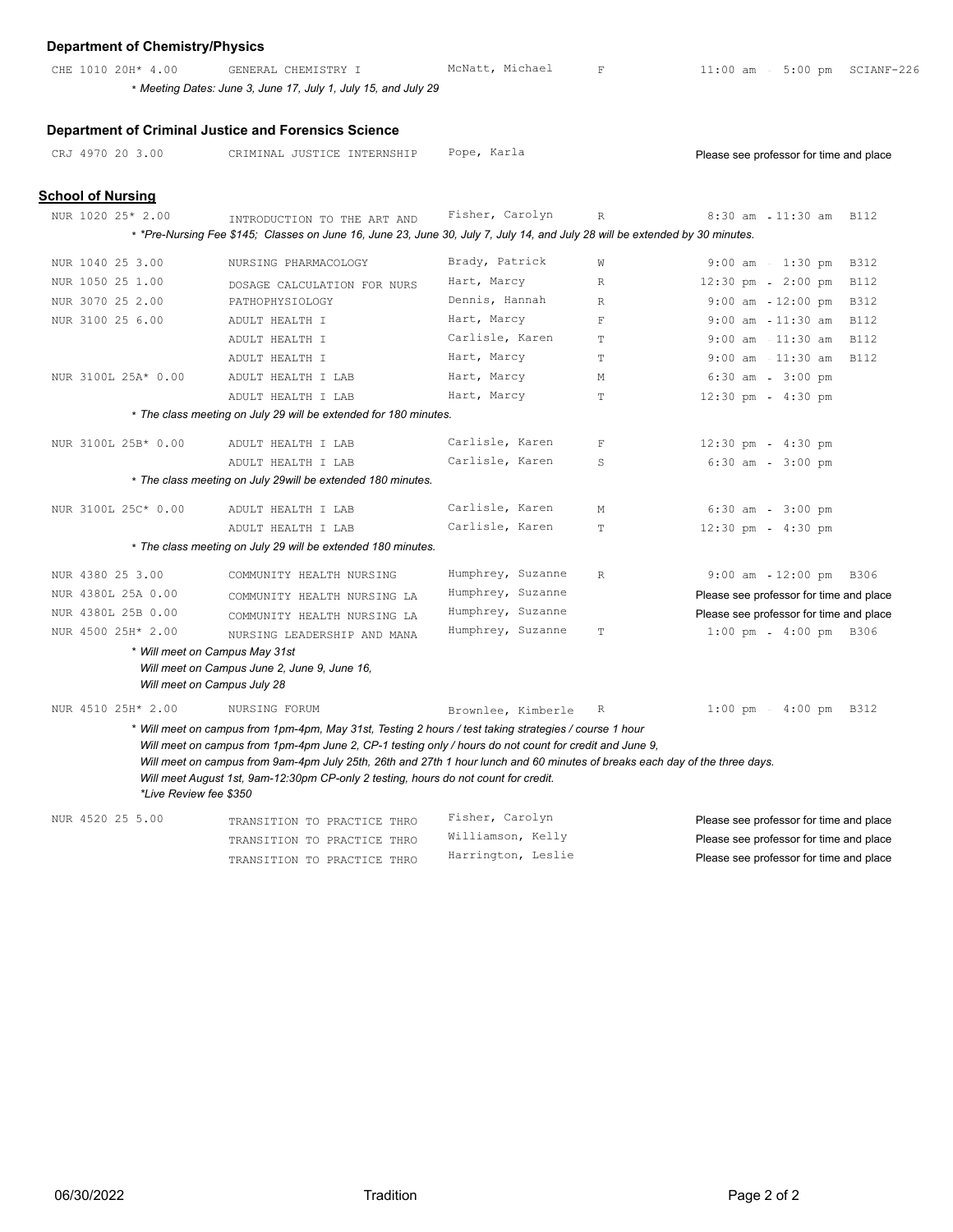### Department of Chemistry/Physics

| | | | | | |
|---|---|---|---|---|---|
| CHE 1010 20H* 4.00 | GENERAL CHEMISTRY I | McNatt, Michael | F | 11:00 am - 5:00 pm | SCIANF-226 |

* *Meeting Dates: June 3, June 17, July 1, July 15, and July 29*

### Department of Criminal Justice and Forensics Science

| | | | | | |
|---|---|---|---|---|---|
| CRJ 4970 20 3.00 | CRIMINAL JUSTICE INTERNSHIP | Pope, Karla | | Please see professor for time and place | |

### School of Nursing

| | | | | | |
|---|---|---|---|---|---|
| NUR 1020 25* 2.00 | INTRODUCTION TO THE ART AND | Fisher, Carolyn | R | 8:30 am - 11:30 am | B112 |

* *\*Pre-Nursing Fee $145; Classes on June 16, June 23, June 30, July 7, July 14, and July 28 will be extended by 30 minutes.*

| | | | | | |
|---|---|---|---|---|---|
| NUR 1040 25 3.00 | NURSING PHARMACOLOGY | Brady, Patrick | W | 9:00 am - 1:30 pm | B312 |
| NUR 1050 25 1.00 | DOSAGE CALCULATION FOR NURS | Hart, Marcy | R | 12:30 pm - 2:00 pm | B112 |
| NUR 3070 25 2.00 | PATHOPHYSIOLOGY | Dennis, Hannah | R | 9:00 am - 12:00 pm | B312 |
| NUR 3100 25 6.00 | ADULT HEALTH I | Hart, Marcy | F | 9:00 am - 11:30 am | B112 |
| | ADULT HEALTH I | Carlisle, Karen | T | 9:00 am - 11:30 am | B112 |
| | ADULT HEALTH I | Hart, Marcy | T | 9:00 am - 11:30 am | B112 |
| NUR 3100L 25A* 0.00 | ADULT HEALTH I LAB | Hart, Marcy | M | 6:30 am - 3:00 pm | |
| | ADULT HEALTH I LAB | Hart, Marcy | T | 12:30 pm - 4:30 pm | |

* *The class meeting on July 29 will be extended for 180 minutes.*

| | | | | | |
|---|---|---|---|---|---|
| NUR 3100L 25B* 0.00 | ADULT HEALTH I LAB | Carlisle, Karen | F | 12:30 pm - 4:30 pm | |
| | ADULT HEALTH I LAB | Carlisle, Karen | S | 6:30 am - 3:00 pm | |

* *The class meeting on July 29will be extended 180 minutes.*

| | | | | | |
|---|---|---|---|---|---|
| NUR 3100L 25C* 0.00 | ADULT HEALTH I LAB | Carlisle, Karen | M | 6:30 am - 3:00 pm | |
| | ADULT HEALTH I LAB | Carlisle, Karen | T | 12:30 pm - 4:30 pm | |

* *The class meeting on July 29 will be extended 180 minutes.*

| | | | | | |
|---|---|---|---|---|---|
| NUR 4380 25 3.00 | COMMUNITY HEALTH NURSING | Humphrey, Suzanne | R | 9:00 am - 12:00 pm | B306 |
| NUR 4380L 25A 0.00 | COMMUNITY HEALTH NURSING LA | Humphrey, Suzanne | | Please see professor for time and place | |
| NUR 4380L 25B 0.00 | COMMUNITY HEALTH NURSING LA | Humphrey, Suzanne | | Please see professor for time and place | |
| NUR 4500 25H* 2.00 | NURSING LEADERSHIP AND MANA | Humphrey, Suzanne | T | 1:00 pm - 4:00 pm | B306 |

* *Will meet on Campus May 31st*
  *Will meet on Campus June 2, June 9, June 16,*
  *Will meet on Campus July 28*

| | | | | | |
|---|---|---|---|---|---|
| NUR 4510 25H* 2.00 | NURSING FORUM | Brownlee, Kimberle | R | 1:00 pm - 4:00 pm | B312 |

* *Will meet on campus from 1pm-4pm, May 31st, Testing 2 hours / test taking strategies / course 1 hour*
  *Will meet on campus from 1pm-4pm June 2, CP-1 testing only / hours do not count for credit and June 9,*
  *Will meet on campus from 9am-4pm July 25th, 26th and 27th 1 hour lunch and 60 minutes of breaks each day of the three days.*
  *Will meet August 1st, 9am-12:30pm CP-only 2 testing, hours do not count for credit.*
  *\*Live Review fee $350*

| | | | | | |
|---|---|---|---|---|---|
| NUR 4520 25 5.00 | TRANSITION TO PRACTICE THRO | Fisher, Carolyn | | Please see professor for time and place | |
| | TRANSITION TO PRACTICE THRO | Williamson, Kelly | | Please see professor for time and place | |
| | TRANSITION TO PRACTICE THRO | Harrington, Leslie | | Please see professor for time and place | |

06/30/2022 Tradition